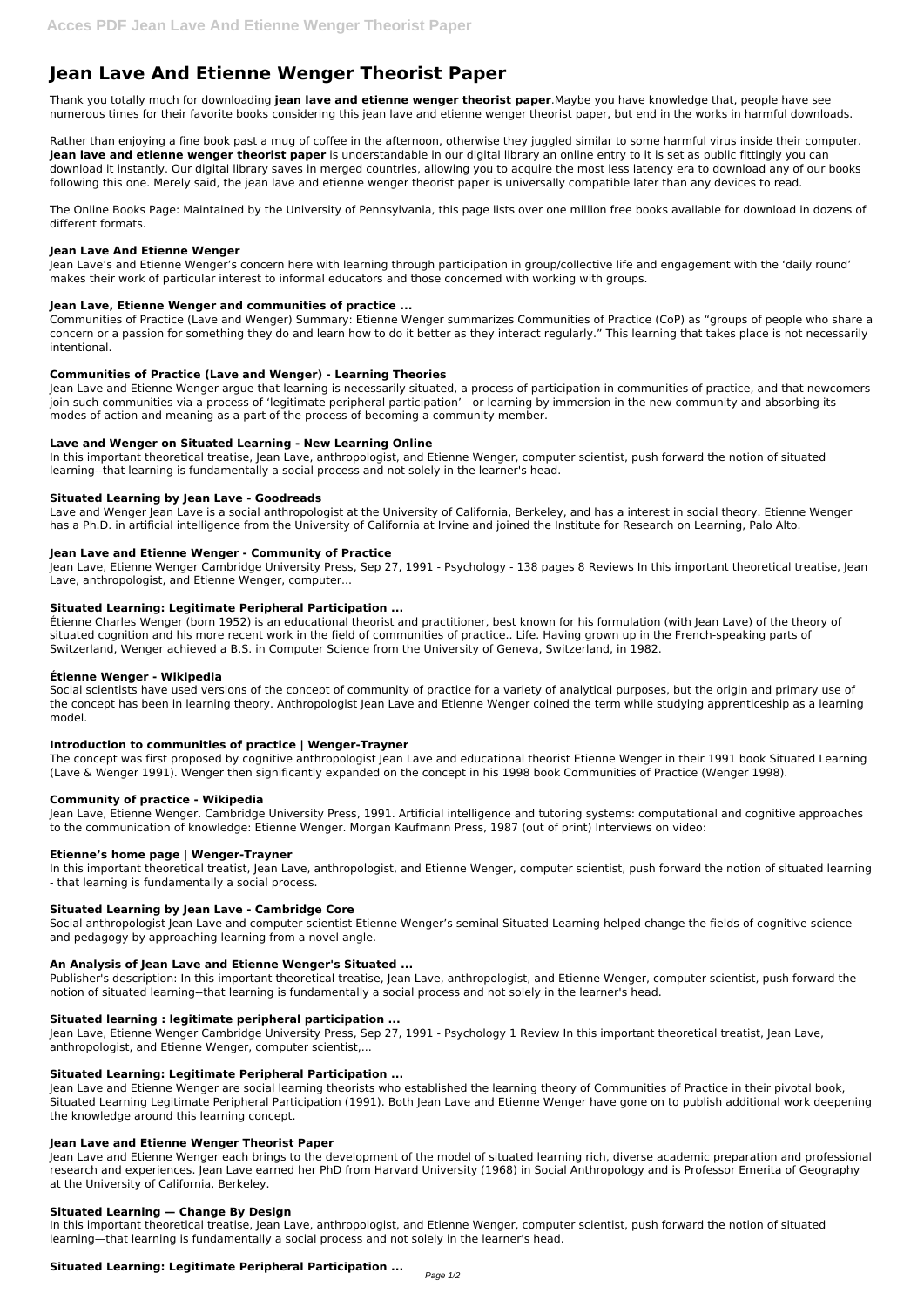# Jean Lave And Etienne Wenger Theorist Paper

Thank you totally much for downloading **jean lave and etienne wenger theorist paper**.Maybe you have knowledge that, people have see numerous times for their favorite books considering this jean lave and etienne wenger theorist paper, but end in the works in harmful downloads.

Rather than enjoying a fine book past a mug of coffee in the afternoon, otherwise they juggled similar to some harmful virus inside their computer. **jean lave and etienne wenger theorist paper** is understandable in our digital library an online entry to it is set as public fittingly you can download it instantly. Our digital library saves in merged countries, allowing you to acquire the most less latency era to download any of our books following this one. Merely said, the jean lave and etienne wenger theorist paper is universally compatible later than any devices to read.

The Online Books Page: Maintained by the University of Pennsylvania, this page lists over one million free books available for download in dozens of different formats.

### Jean Lave And Etienne Wenger

Jean Lave's and Etienne Wenger's concern here with learning through participation in group/collective life and engagement with the 'daily round' makes their work of particular interest to informal educators and those concerned with working with groups.

### Jean Lave, Etienne Wenger and communities of practice ...

Communities of Practice (Lave and Wenger) Summary: Etienne Wenger summarizes Communities of Practice (CoP) as "groups of people who share a concern or a passion for something they do and learn how to do it better as they interact regularly." This learning that takes place is not necessarily intentional.

### Communities of Practice (Lave and Wenger) - Learning Theories

Jean Lave and Etienne Wenger argue that learning is necessarily situated, a process of participation in communities of practice, and that newcomers join such communities via a process of 'legitimate peripheral participation'—or learning by immersion in the new community and absorbing its modes of action and meaning as a part of the process of becoming a community member.

### Lave and Wenger on Situated Learning - New Learning Online

In this important theoretical treatise, Jean Lave, anthropologist, and Etienne Wenger, computer scientist, push forward the notion of situated learning--that learning is fundamentally a social process and not solely in the learner's head.

### Situated Learning by Jean Lave - Goodreads

Lave and Wenger Jean Lave is a social anthropologist at the University of California, Berkeley, and has a interest in social theory. Etienne Wenger has a Ph.D. in artificial intelligence from the University of California at Irvine and joined the Institute for Research on Learning, Palo Alto.

### Jean Lave and Etienne Wenger - Community of Practice

Jean Lave, Etienne Wenger Cambridge University Press, Sep 27, 1991 - Psychology - 138 pages 8 Reviews In this important theoretical treatise, Jean Lave, anthropologist, and Etienne Wenger, computer...

### Situated Learning: Legitimate Peripheral Participation ...

Étienne Charles Wenger (born 1952) is an educational theorist and practitioner, best known for his formulation (with Jean Lave) of the theory of situated cognition and his more recent work in the field of communities of practice.. Life. Having grown up in the French-speaking parts of Switzerland, Wenger achieved a B.S. in Computer Science from the University of Geneva, Switzerland, in 1982.

### Étienne Wenger - Wikipedia

Social scientists have used versions of the concept of community of practice for a variety of analytical purposes, but the origin and primary use of the concept has been in learning theory. Anthropologist Jean Lave and Etienne Wenger coined the term while studying apprenticeship as a learning model.

### Introduction to communities of practice | Wenger-Trayner

The concept was first proposed by cognitive anthropologist Jean Lave and educational theorist Etienne Wenger in their 1991 book Situated Learning (Lave & Wenger 1991). Wenger then significantly expanded on the concept in his 1998 book Communities of Practice (Wenger 1998).

### Community of practice - Wikipedia

Jean Lave, Etienne Wenger. Cambridge University Press, 1991. Artificial intelligence and tutoring systems: computational and cognitive approaches to the communication of knowledge: Etienne Wenger. Morgan Kaufmann Press, 1987 (out of print) Interviews on video:

### Etienne's home page | Wenger-Trayner

In this important theoretical treatist, Jean Lave, anthropologist, and Etienne Wenger, computer scientist, push forward the notion of situated learning - that learning is fundamentally a social process.

### Situated Learning by Jean Lave - Cambridge Core

Social anthropologist Jean Lave and computer scientist Etienne Wenger's seminal Situated Learning helped change the fields of cognitive science and pedagogy by approaching learning from a novel angle.

### An Analysis of Jean Lave and Etienne Wenger's Situated ...

Publisher's description: In this important theoretical treatise, Jean Lave, anthropologist, and Etienne Wenger, computer scientist, push forward the notion of situated learning--that learning is fundamentally a social process and not solely in the learner's head.

### Situated learning : legitimate peripheral participation ...

Jean Lave, Etienne Wenger Cambridge University Press, Sep 27, 1991 - Psychology 1 Review In this important theoretical treatist, Jean Lave, anthropologist, and Etienne Wenger, computer scientist,...

### Situated Learning: Legitimate Peripheral Participation ...

Jean Lave and Etienne Wenger are social learning theorists who established the learning theory of Communities of Practice in their pivotal book, Situated Learning Legitimate Peripheral Participation (1991). Both Jean Lave and Etienne Wenger have gone on to publish additional work deepening the knowledge around this learning concept.

### Jean Lave and Etienne Wenger Theorist Paper

Jean Lave and Etienne Wenger each brings to the development of the model of situated learning rich, diverse academic preparation and professional research and experiences. Jean Lave earned her PhD from Harvard University (1968) in Social Anthropology and is Professor Emerita of Geography at the University of California, Berkeley.

### Situated Learning — Change By Design

In this important theoretical treatise, Jean Lave, anthropologist, and Etienne Wenger, computer scientist, push forward the notion of situated learning—that learning is fundamentally a social process and not solely in the learner's head.

### Situated Learning: Legitimate Peripheral Participation ...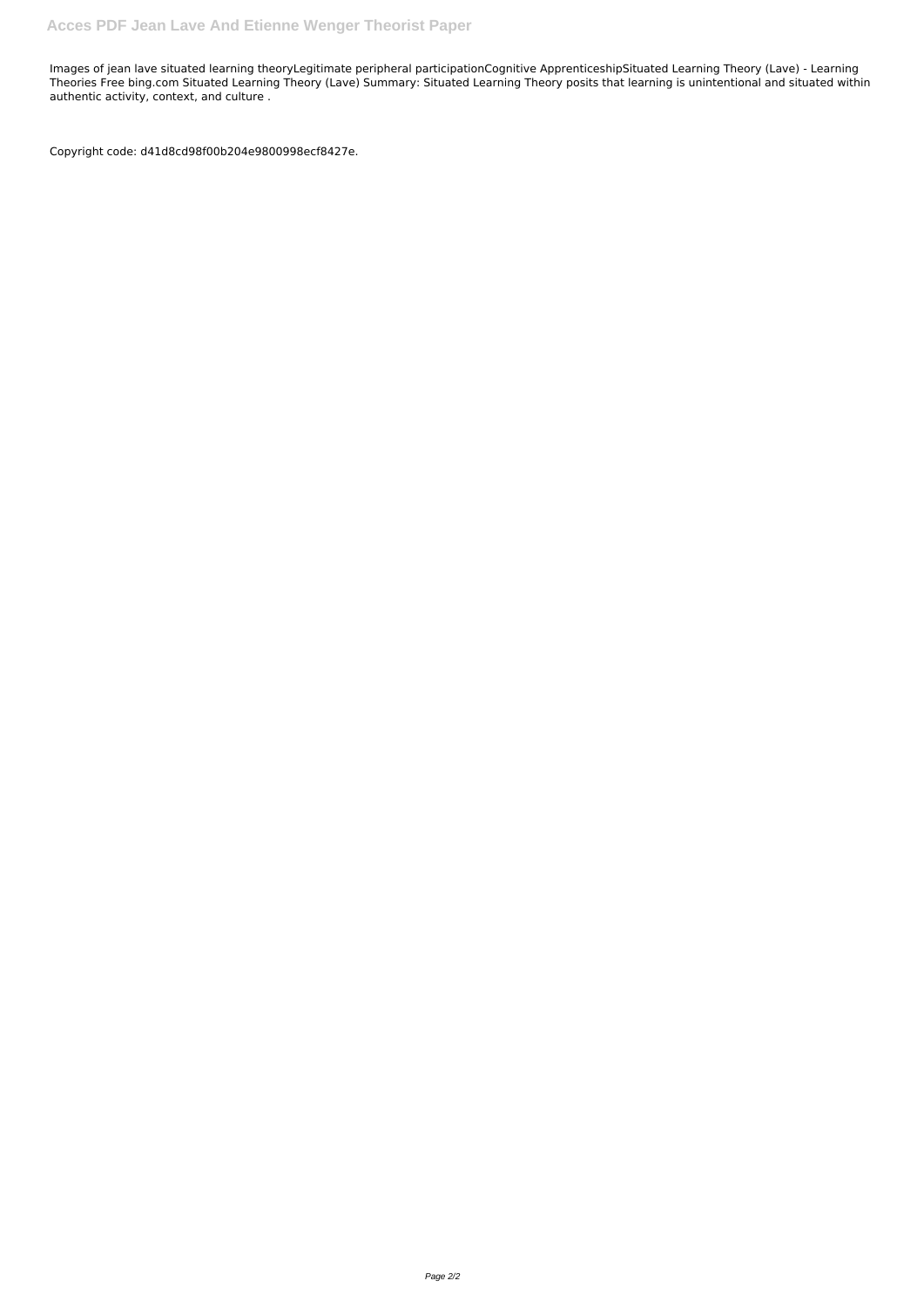Images of jean lave situated learning theoryLegitimate peripheral participationCognitive ApprenticeshipSituated Learning Theory (Lave) - Learning Theories Free bing.com Situated Learning Theory (Lave) Summary: Situated Learning Theory posits that learning is unintentional and situated within authentic activity, context, and culture .

Copyright code: d41d8cd98f00b204e9800998ecf8427e.